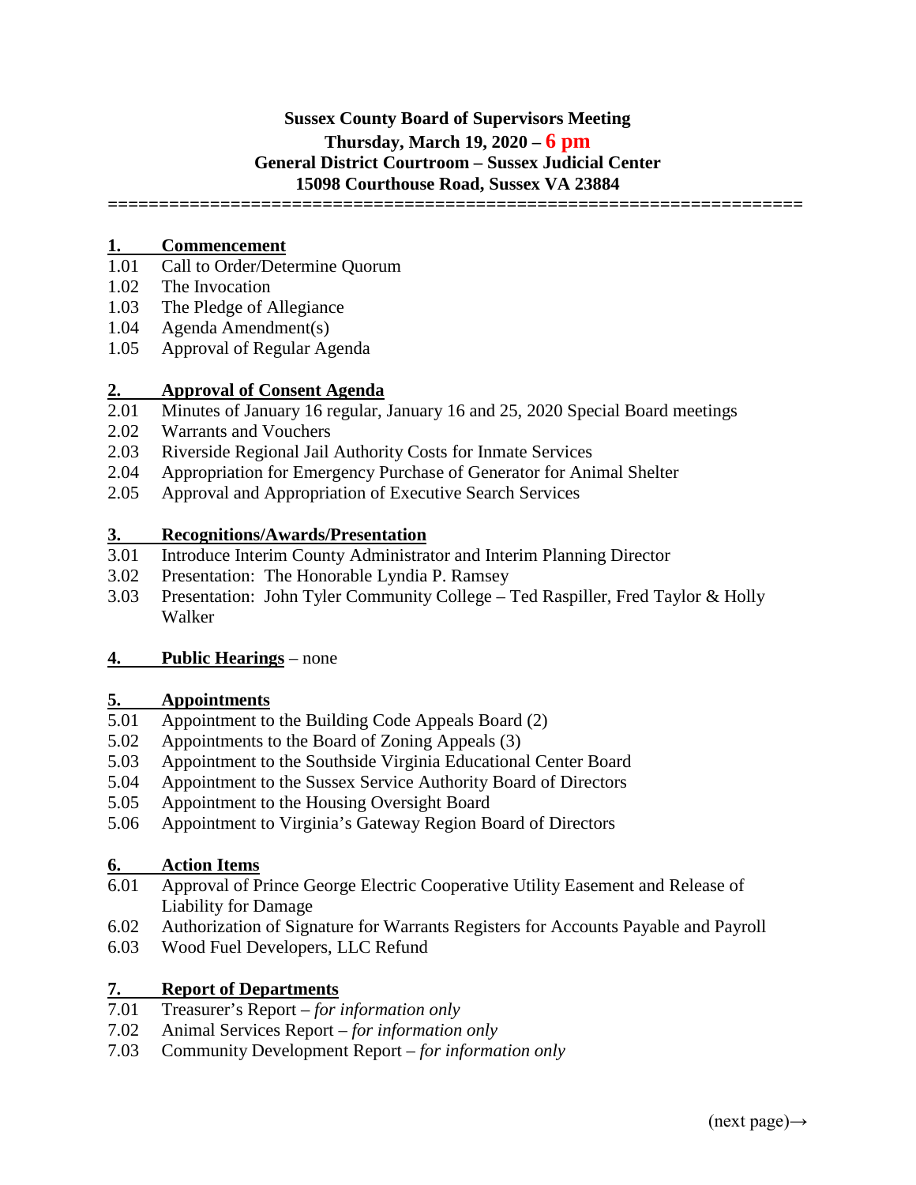**Sussex County Board of Supervisors Meeting**
**Thursday, March 19, 2020 – 6 pm**
**General District Courtroom – Sussex Judicial Center**
**15098 Courthouse Road, Sussex VA 23884**

================================================================

**1. Commencement**

1.01 Call to Order/Determine Quorum
1.02 The Invocation
1.03 The Pledge of Allegiance
1.04 Agenda Amendment(s)
1.05 Approval of Regular Agenda

**2. Approval of Consent Agenda**

2.01 Minutes of January 16 regular, January 16 and 25, 2020 Special Board meetings
2.02 Warrants and Vouchers
2.03 Riverside Regional Jail Authority Costs for Inmate Services
2.04 Appropriation for Emergency Purchase of Generator for Animal Shelter
2.05 Approval and Appropriation of Executive Search Services

**3. Recognitions/Awards/Presentation**

3.01 Introduce Interim County Administrator and Interim Planning Director
3.02 Presentation: The Honorable Lyndia P. Ramsey
3.03 Presentation: John Tyler Community College – Ted Raspiller, Fred Taylor & Holly Walker

**4. Public Hearings** – none

**5. Appointments**

5.01 Appointment to the Building Code Appeals Board (2)
5.02 Appointments to the Board of Zoning Appeals (3)
5.03 Appointment to the Southside Virginia Educational Center Board
5.04 Appointment to the Sussex Service Authority Board of Directors
5.05 Appointment to the Housing Oversight Board
5.06 Appointment to Virginia's Gateway Region Board of Directors

**6. Action Items**

6.01 Approval of Prince George Electric Cooperative Utility Easement and Release of Liability for Damage
6.02 Authorization of Signature for Warrants Registers for Accounts Payable and Payroll
6.03 Wood Fuel Developers, LLC Refund

**7. Report of Departments**

7.01 Treasurer's Report – *for information only*
7.02 Animal Services Report – *for information only*
7.03 Community Development Report – *for information only*

(next page)→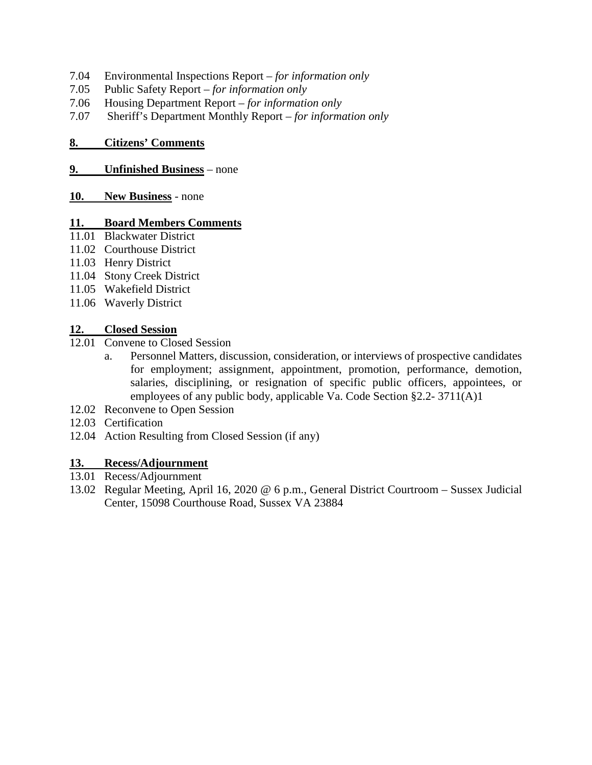7.04 Environmental Inspections Report – *for information only*
7.05 Public Safety Report – *for information only*
7.06 Housing Department Report – *for information only*
7.07 Sheriff's Department Monthly Report – *for information only*

**8. Citizens' Comments**

**9. Unfinished Business** – none

**10. New Business** - none

**11. Board Members Comments**

11.01 Blackwater District
11.02 Courthouse District
11.03 Henry District
11.04 Stony Creek District
11.05 Wakefield District
11.06 Waverly District

**12. Closed Session**

12.01 Convene to Closed Session

a. Personnel Matters, discussion, consideration, or interviews of prospective candidates for employment; assignment, appointment, promotion, performance, demotion, salaries, disciplining, or resignation of specific public officers, appointees, or employees of any public body, applicable Va. Code Section §2.2- 3711(A)1

12.02 Reconvene to Open Session
12.03 Certification
12.04 Action Resulting from Closed Session (if any)

**13. Recess/Adjournment**

13.01 Recess/Adjournment
13.02 Regular Meeting, April 16, 2020 @ 6 p.m., General District Courtroom – Sussex Judicial Center, 15098 Courthouse Road, Sussex VA 23884